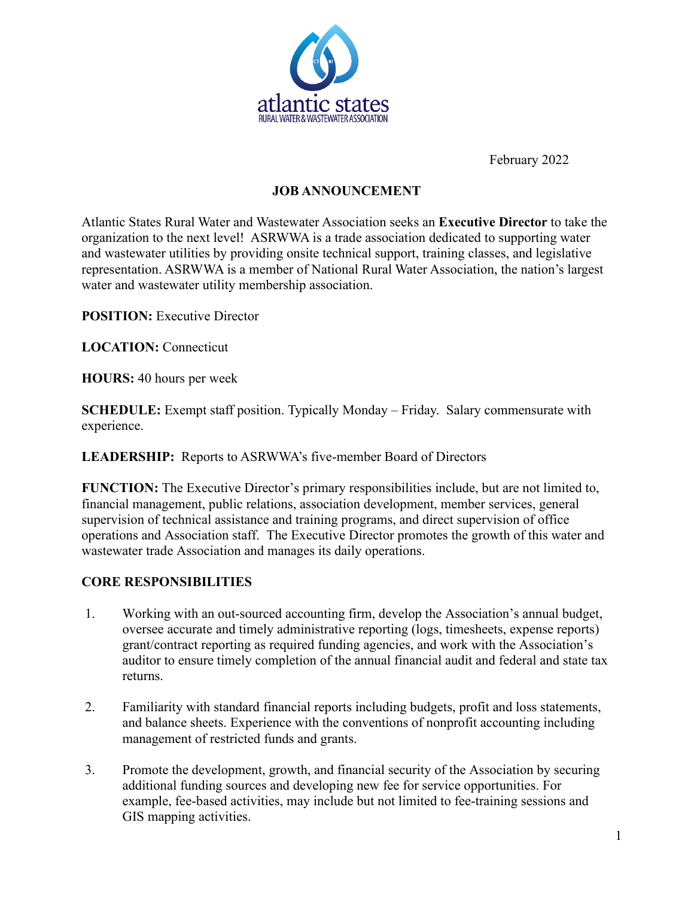atlantic states
RURAL WATER & WASTEWATER ASSOCIATION

February 2022

## JOB ANNOUNCEMENT

Atlantic States Rural Water and Wastewater Association seeks an **Executive Director** to take the organization to the next level! ASRWWA is a trade association dedicated to supporting water and wastewater utilities by providing onsite technical support, training classes, and legislative representation. ASRWWA is a member of National Rural Water Association, the nation's largest water and wastewater utility membership association.

**POSITION:** Executive Director

**LOCATION:** Connecticut

**HOURS:** 40 hours per week

**SCHEDULE:** Exempt staff position. Typically Monday – Friday. Salary commensurate with experience.

**LEADERSHIP:** Reports to ASRWWA's five-member Board of Directors

**FUNCTION:** The Executive Director's primary responsibilities include, but are not limited to, financial management, public relations, association development, member services, general supervision of technical assistance and training programs, and direct supervision of office operations and Association staff. The Executive Director promotes the growth of this water and wastewater trade Association and manages its daily operations.

### CORE RESPONSIBILITIES

1. Working with an out-sourced accounting firm, develop the Association's annual budget, oversee accurate and timely administrative reporting (logs, timesheets, expense reports) grant/contract reporting as required funding agencies, and work with the Association's auditor to ensure timely completion of the annual financial audit and federal and state tax returns.

2. Familiarity with standard financial reports including budgets, profit and loss statements, and balance sheets. Experience with the conventions of nonprofit accounting including management of restricted funds and grants.

3. Promote the development, growth, and financial security of the Association by securing additional funding sources and developing new fee for service opportunities. For example, fee-based activities, may include but not limited to fee-training sessions and GIS mapping activities.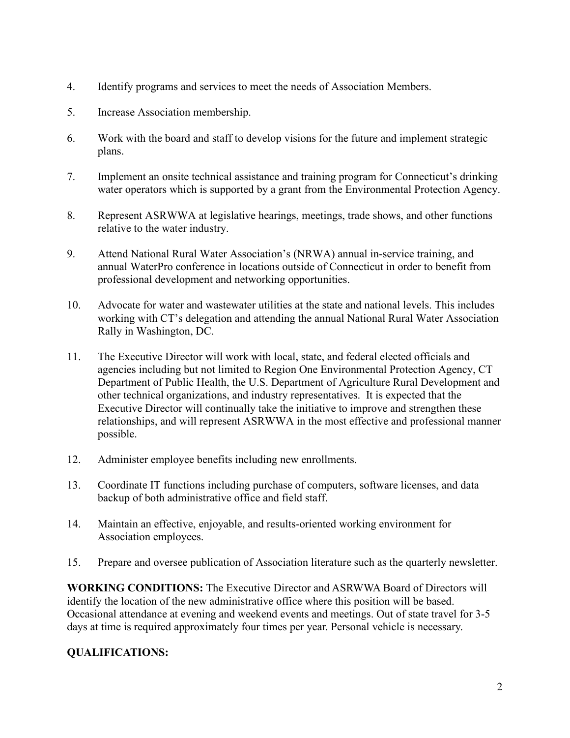4. Identify programs and services to meet the needs of Association Members.

5. Increase Association membership.

6. Work with the board and staff to develop visions for the future and implement strategic plans.

7. Implement an onsite technical assistance and training program for Connecticut's drinking water operators which is supported by a grant from the Environmental Protection Agency.

8. Represent ASRWWA at legislative hearings, meetings, trade shows, and other functions relative to the water industry.

9. Attend National Rural Water Association's (NRWA) annual in-service training, and annual WaterPro conference in locations outside of Connecticut in order to benefit from professional development and networking opportunities.

10. Advocate for water and wastewater utilities at the state and national levels. This includes working with CT's delegation and attending the annual National Rural Water Association Rally in Washington, DC.

11. The Executive Director will work with local, state, and federal elected officials and agencies including but not limited to Region One Environmental Protection Agency, CT Department of Public Health, the U.S. Department of Agriculture Rural Development and other technical organizations, and industry representatives. It is expected that the Executive Director will continually take the initiative to improve and strengthen these relationships, and will represent ASRWWA in the most effective and professional manner possible.

12. Administer employee benefits including new enrollments.

13. Coordinate IT functions including purchase of computers, software licenses, and data backup of both administrative office and field staff.

14. Maintain an effective, enjoyable, and results-oriented working environment for Association employees.

15. Prepare and oversee publication of Association literature such as the quarterly newsletter.

**WORKING CONDITIONS:** The Executive Director and ASRWWA Board of Directors will identify the location of the new administrative office where this position will be based. Occasional attendance at evening and weekend events and meetings. Out of state travel for 3-5 days at time is required approximately four times per year. Personal vehicle is necessary.

**QUALIFICATIONS:**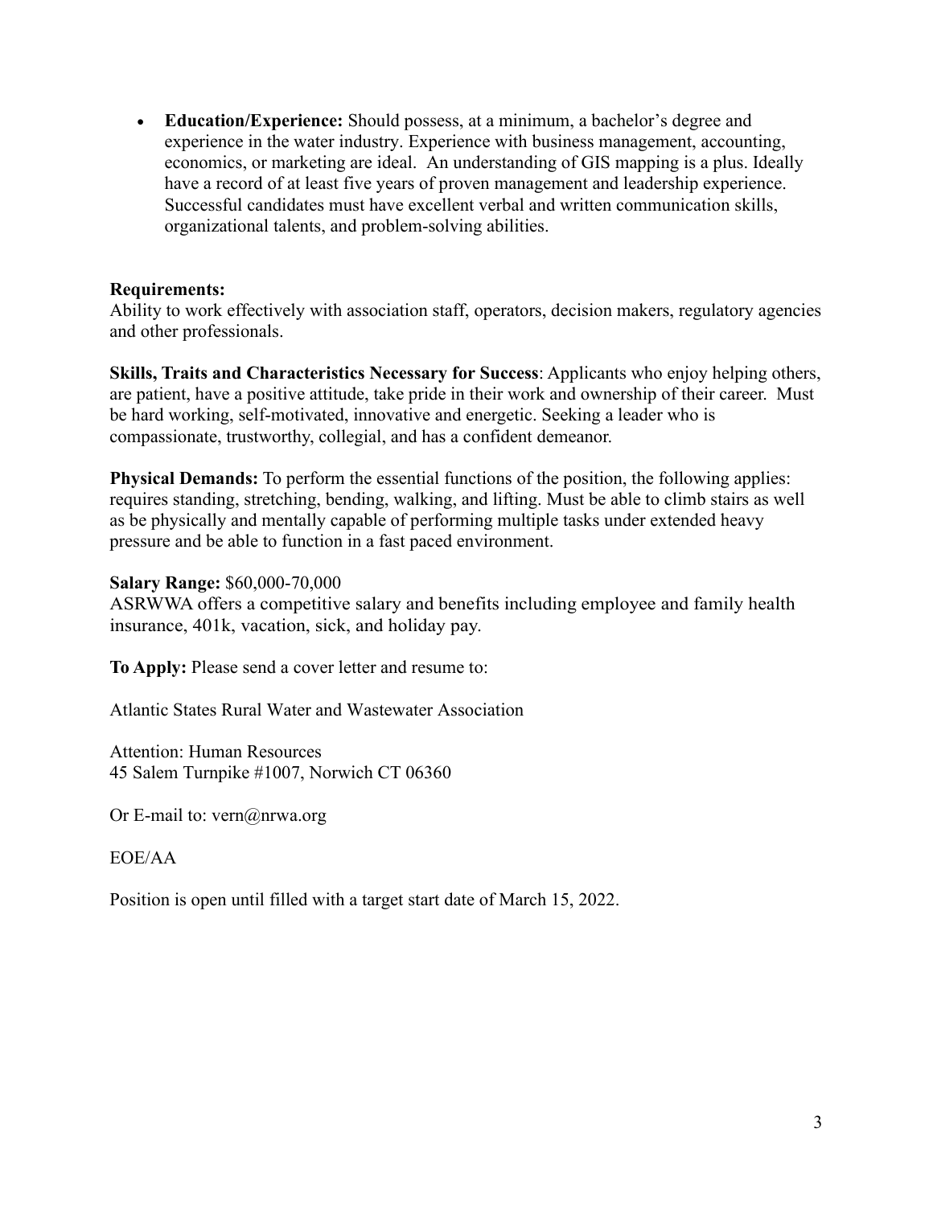- **Education/Experience:** Should possess, at a minimum, a bachelor's degree and experience in the water industry. Experience with business management, accounting, economics, or marketing are ideal. An understanding of GIS mapping is a plus. Ideally have a record of at least five years of proven management and leadership experience. Successful candidates must have excellent verbal and written communication skills, organizational talents, and problem-solving abilities.

**Requirements:**
Ability to work effectively with association staff, operators, decision makers, regulatory agencies and other professionals.

**Skills, Traits and Characteristics Necessary for Success**: Applicants who enjoy helping others, are patient, have a positive attitude, take pride in their work and ownership of their career. Must be hard working, self-motivated, innovative and energetic. Seeking a leader who is compassionate, trustworthy, collegial, and has a confident demeanor.

**Physical Demands:** To perform the essential functions of the position, the following applies: requires standing, stretching, bending, walking, and lifting. Must be able to climb stairs as well as be physically and mentally capable of performing multiple tasks under extended heavy pressure and be able to function in a fast paced environment.

**Salary Range:** $60,000-70,000
ASRWWA offers a competitive salary and benefits including employee and family health insurance, 401k, vacation, sick, and holiday pay.

**To Apply:** Please send a cover letter and resume to:

Atlantic States Rural Water and Wastewater Association

Attention: Human Resources
45 Salem Turnpike #1007, Norwich CT 06360

Or E-mail to: vern@nrwa.org

EOE/AA

Position is open until filled with a target start date of March 15, 2022.